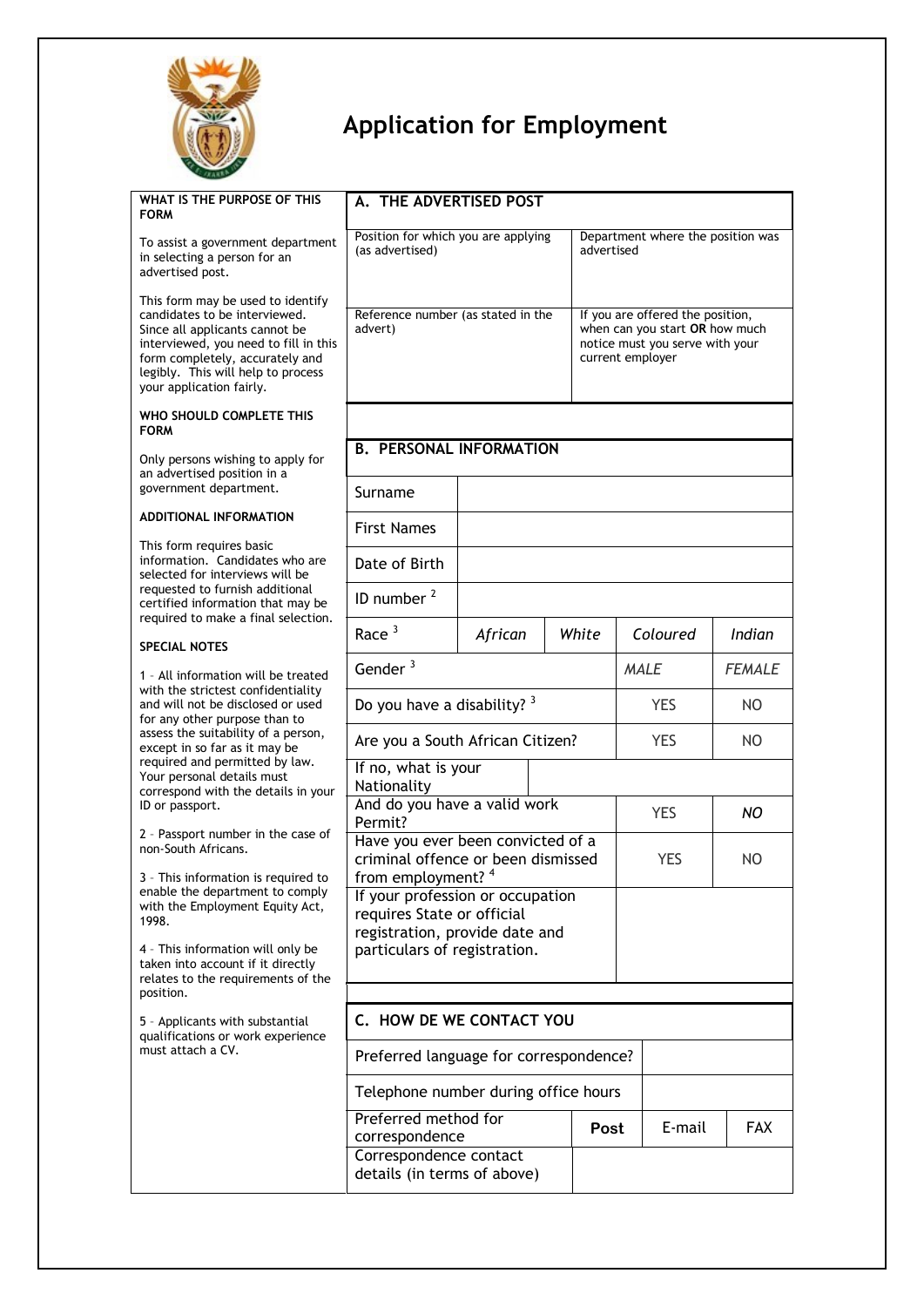# Application for Employment

### WHAT IS THE PURPOSE OF THIS FORM

To assist a government department in selecting a person for an advertised post.

This form may be used to identify candidates to be interviewed. Since all applicants cannot be interviewed, you need to fill in this form completely, accurately and legibly. This will help to process your application fairly.

### WHO SHOULD COMPLETE THIS FORM

Only persons wishing to apply for an advertised position in a government department.

### ADDITIONAL INFORMATION

This form requires basic information. Candidates who are selected for interviews will be requested to furnish additional certified information that may be required to make a final selection.

### SPECIAL NOTES

1 - All information will be treated with the strictest confidentiality and will not be disclosed or used for any other purpose than to assess the suitability of a person, except in so far as it may be required and permitted by law. Your personal details must correspond with the details in your ID or passport.

2 - Passport number in the case of non-South Africans.

3 - This information is required to enable the department to comply with the Employment Equity Act, 1998.

4 - This information will only be taken into account if it directly relates to the requirements of the position.

5 - Applicants with substantial qualifications or work experience must attach a CV.

## A. THE ADVERTISED POST

| | |
|---|---|
| Position for which you are applying (as advertised) | Department where the position was advertised |
| Reference number (as stated in the advert) | If you are offered the position, when can you start **OR** how much notice must you serve with your current employer |

## B. PERSONAL INFORMATION

| | | | | |
|---|---|---|---|---|
| Surname | | | | |
| First Names | | | | |
| Date of Birth | | | | |
| ID number [2] | | | | |
| Race [3] | *African* | *White* | *Coloured* | *Indian* |
| Gender [3] | | | *MALE* | *FEMALE* |
| Do you have a disability? [3] | | | YES | NO |
| Are you a South African Citizen? | | | YES | NO |
| If no, what is your Nationality | | | | |
| And do you have a valid work Permit? | | | YES | *NO* |
| Have you ever been convicted of a criminal offence or been dismissed from employment? [4] | | | YES | NO |
| If your profession or occupation requires State or official registration, provide date and particulars of registration. | | | | |

## C. HOW DE WE CONTACT YOU

| | | | |
|---|---|---|---|
| Preferred language for correspondence? | | | |
| Telephone number during office hours | | | |
| Preferred method for correspondence | **Post** | E-mail | FAX |
| Correspondence contact details (in terms of above) | | | |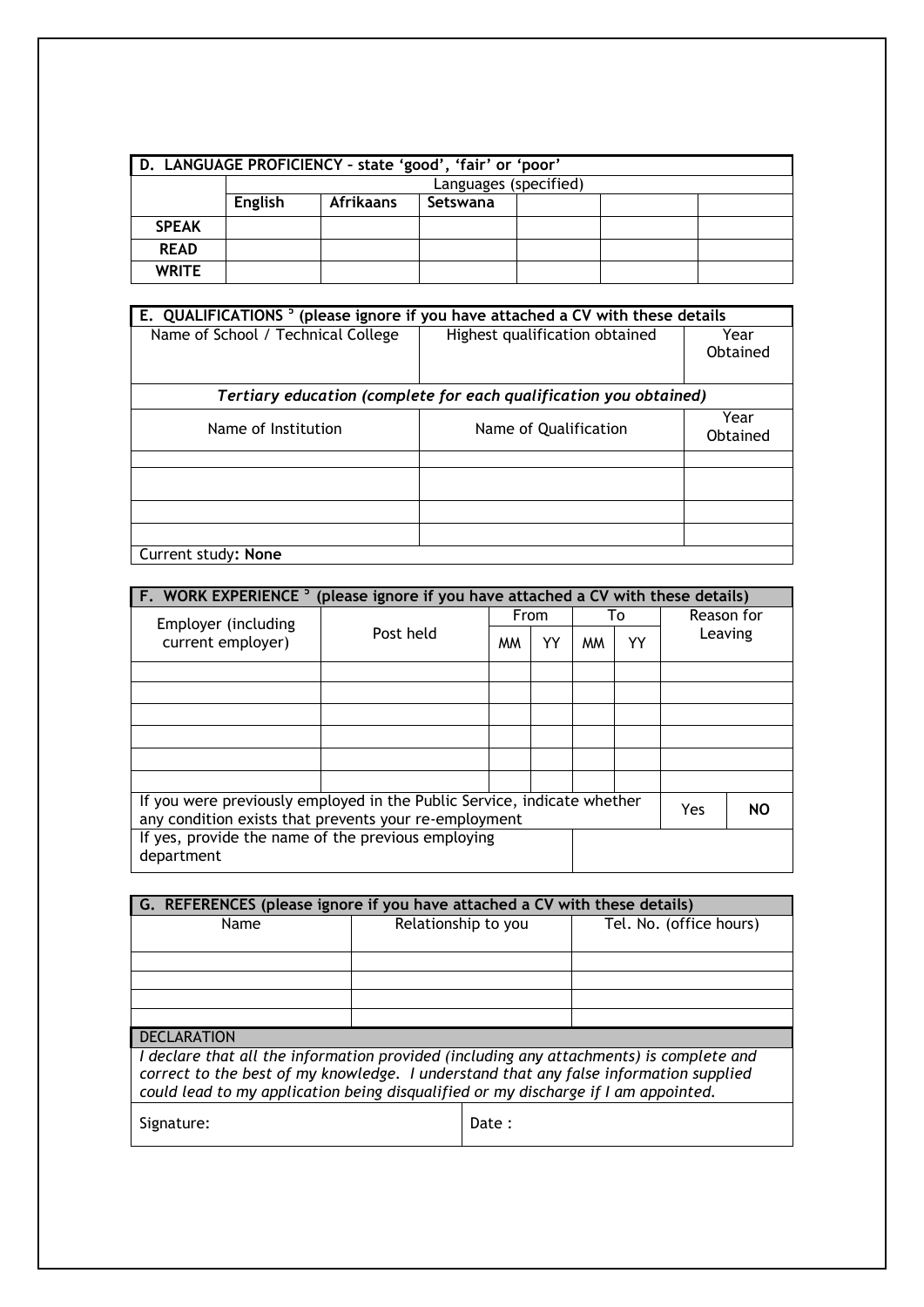| D. LANGUAGE PROFICIENCY – state 'good', 'fair' or 'poor' | | | | | | |
|---|---|---|---|---|---|---|
| | Languages (specified) | | | | | |
| | **English** | **Afrikaans** | **Setswana** | | | |
| **SPEAK** | | | | | | |
| **READ** | | | | | | |
| **WRITE** | | | | | | |

| E. QUALIFICATIONS ⁵ (please ignore if you have attached a CV with these details | | |
|---|---|---|
| Name of School / Technical College | Highest qualification obtained | Year Obtained |
| *Tertiary education (complete for each qualification you obtained)* | | |
| Name of Institution | Name of Qualification | Year Obtained |
| | | |
| | | |
| | | |
| | | |
| Current study**: None** | | |

| F. WORK EXPERIENCE ⁵ (please ignore if you have attached a CV with these details) | | | | | | |
|---|---|---|---|---|---|---|
| Employer (including current employer) | Post held | From | | To | | Reason for Leaving |
| | | MM | YY | MM | YY | |
| | | | | | | |
| | | | | | | |
| | | | | | | |
| | | | | | | |
| | | | | | | |
| | | | | | | |

| | | |
|---|---|---|
| If you were previously employed in the Public Service, indicate whether any condition exists that prevents your re-employment | Yes | **NO** |
| If yes, provide the name of the previous employing department | | |

| G. REFERENCES (please ignore if you have attached a CV with these details) | | |
|---|---|---|
| Name | Relationship to you | Tel. No. (office hours) |
| | | |
| | | |
| | | |
| | | |

**DECLARATION**

*I declare that all the information provided (including any attachments) is complete and correct to the best of my knowledge. I understand that any false information supplied could lead to my application being disqualified or my discharge if I am appointed.*

| | |
|---|---|
| Signature: | Date : |